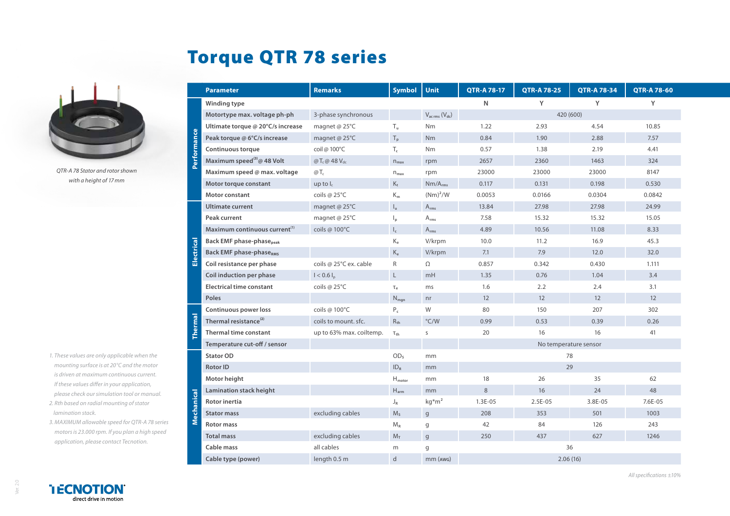# Torque QTR 78 series

*QTR-A 78 Stator and rotor shown with a height of 17 mm*

| | Parameter | Remarks | Symbol | Unit | QTR-A 78-17 | QTR-A 78-25 | QTR-A 78-34 | QTR-A 78-60 |
|---|---|---|---|---|---|---|---|---|
| Performance | Winding type | | | | N | Y | Y | Y |
| | Motortype max. voltage ph-ph | 3-phase synchronous | | $V_{ac\,rms}$ ($V_{dc}$) | 420 (600) | | | |
| | Ultimate torque @ 20°C/s increase | magnet @ 25°C | $T_u$ | Nm | 1.22 | 2.93 | 4.54 | 10.85 |
| | Peak torque @ 6°C/s increase | magnet @ 25°C | $T_p$ | Nm | 0.84 | 1.90 | 2.88 | 7.57 |
| | Continuous torque | coil @ 100°C | $T_c$ | Nm | 0.57 | 1.38 | 2.19 | 4.41 |
| | Maximum speed[3] @ 48 Volt | @ $T_c$ @ 48 $V_{dc}$ | $n_{max}$ | rpm | 2657 | 2360 | 1463 | 324 |
| | Maximum speed @ max. voltage | @ $T_c$ | $n_{max}$ | rpm | 23000 | 23000 | 23000 | 8147 |
| | Motor torque constant | up to $I_c$ | $K_t$ | Nm/$A_{rms}$ | 0.117 | 0.131 | 0.198 | 0.530 |
| | Motor constant | coils @ 25°C | $K_m$ | $(Nm)^2$/W | 0.0053 | 0.0166 | 0.0304 | 0.0842 |
| Electrical | Ultimate current | magnet @ 25°C | $I_u$ | $A_{rms}$ | 13.84 | 27.98 | 27.98 | 24.99 |
| | Peak current | magnet @ 25°C | $I_p$ | $A_{rms}$ | 7.58 | 15.32 | 15.32 | 15.05 |
| | Maximum continuous current[1] | coils @ 100°C | $I_c$ | $A_{rms}$ | 4.89 | 10.56 | 11.08 | 8.33 |
| | Back EMF phase-phase$_{peak}$ | | $K_e$ | V/krpm | 10.0 | 11.2 | 16.9 | 45.3 |
| | Back EMF phase-phase$_{RMS}$ | | $K_e$ | V/krpm | 7.1 | 7.9 | 12.0 | 32.0 |
| | Coil resistance per phase | coils @ 25°C ex. cable | R | Ω | 0.857 | 0.342 | 0.430 | 1.111 |
| | Coil induction per phase | I < 0.6 $I_p$ | L | mH | 1.35 | 0.76 | 1.04 | 3.4 |
| | Electrical time constant | coils @ 25°C | $\tau_e$ | ms | 1.6 | 2.2 | 2.4 | 3.1 |
| | Poles | | $N_{mgn}$ | nr | 12 | 12 | 12 | 12 |
| Thermal | Continuous power loss | coils @ 100°C | $P_c$ | W | 80 | 150 | 207 | 302 |
| | Thermal resistance[2] | coils to mount. sfc. | $R_{th}$ | °C/W | 0.99 | 0.53 | 0.39 | 0.26 |
| | Thermal time constant | up to 63% max. coiltemp. | $\tau_{th}$ | s | 20 | 16 | 16 | 41 |
| | Temperature cut-off / sensor | | | | No temperature sensor | | | |
| Mechanical | Stator OD | | $OD_s$ | mm | 78 | | | |
| | Rotor ID | | $ID_R$ | mm | 29 | | | |
| | Motor height | | $H_{motor}$ | mm | 18 | 26 | 35 | 62 |
| | Lamination stack height | | $H_{arm}$ | mm | 8 | 16 | 24 | 48 |
| | Rotor inertia | | $J_R$ | kg*m² | 1.3E-05 | 2.5E-05 | 3.8E-05 | 7.6E-05 |
| | Stator mass | excluding cables | $M_s$ | g | 208 | 353 | 501 | 1003 |
| | Rotor mass | | $M_R$ | g | 42 | 84 | 126 | 243 |
| | Total mass | excluding cables | $M_T$ | g | 250 | 437 | 627 | 1246 |
| | Cable mass | all cables | m | g | 36 | | | |
| | Cable type (power) | length 0.5 m | d | mm (AWG) | 2.06 (16) | | | |

*1. These values are only applicable when the mounting surface is at 20°C and the motor is driven at maximum continuous current. If these values differ in your application, please check our simulation tool or manual.*

*2. Rth based on radial mounting of stator lamination stack.*

*3. MAXIMUM allowable speed for QTR-A 78 series motors is 23.000 rpm. If you plan a high speed application, please contact Tecnotion.*

*All specifications ±10%*

TECNOTION direct drive in motion

Ver. 2.0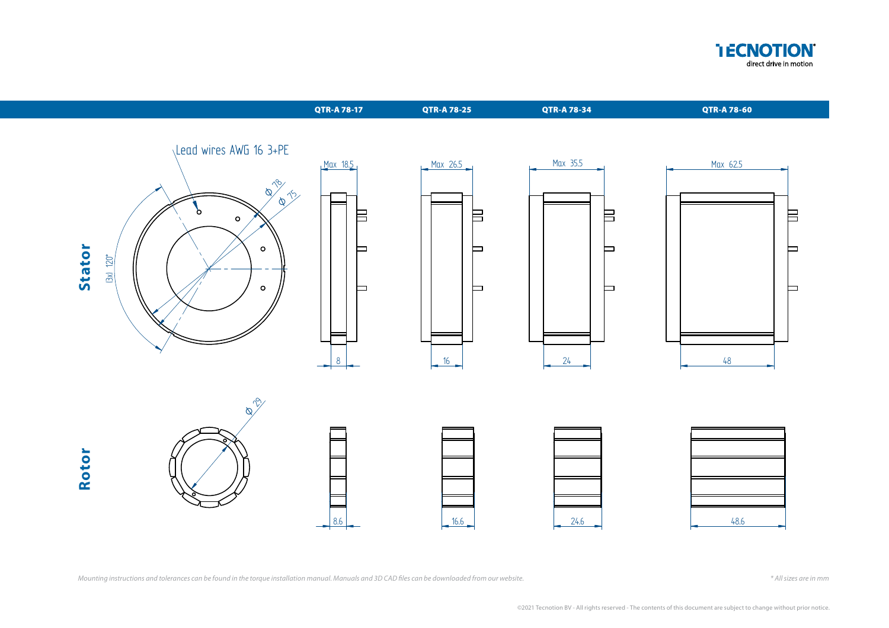| | QTR-A 78-17 | QTR-A 78-25 | QTR-A 78-34 | QTR-A 78-60 |
|---|---|---|---|---|

**Stator**

Lead wires AWG 16 3+PE

Ø 78

Ø 75

(3x) 120°

Max 18.5

8

Max 26.5

16

Max 35.5

24

Max 62.5

48

**Rotor**

Ø 29

8.6

16.6

24.6

48.6

*Mounting instructions and tolerances can be found in the torque installation manual. Manuals and 3D CAD files can be downloaded from our website.*

*\* All sizes are in mm*

©2021 Tecnotion BV - All rights reserved - The contents of this document are subject to change without prior notice.